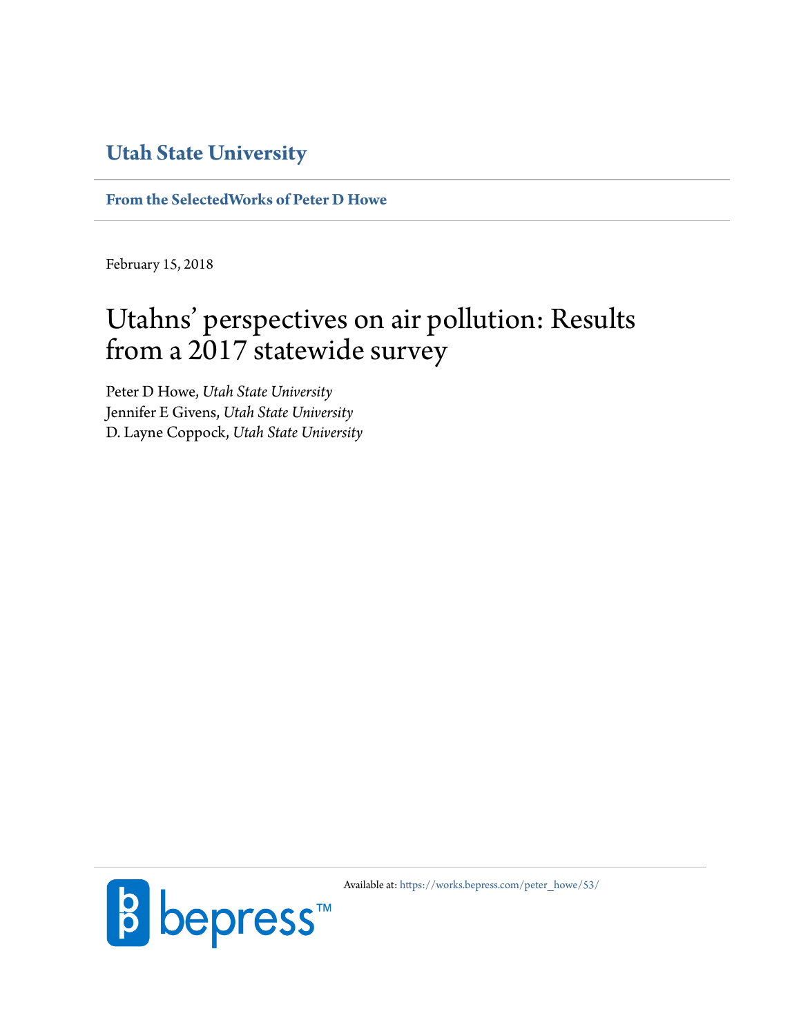**Utah State University**

**From the SelectedWorks of Peter D Howe**

February 15, 2018

# Utahns' perspectives on air pollution: Results from a 2017 statewide survey

Peter D Howe, *Utah State University*
Jennifer E Givens, *Utah State University*
D. Layne Coppock, *Utah State University*

Available at: https://works.bepress.com/peter_howe/53/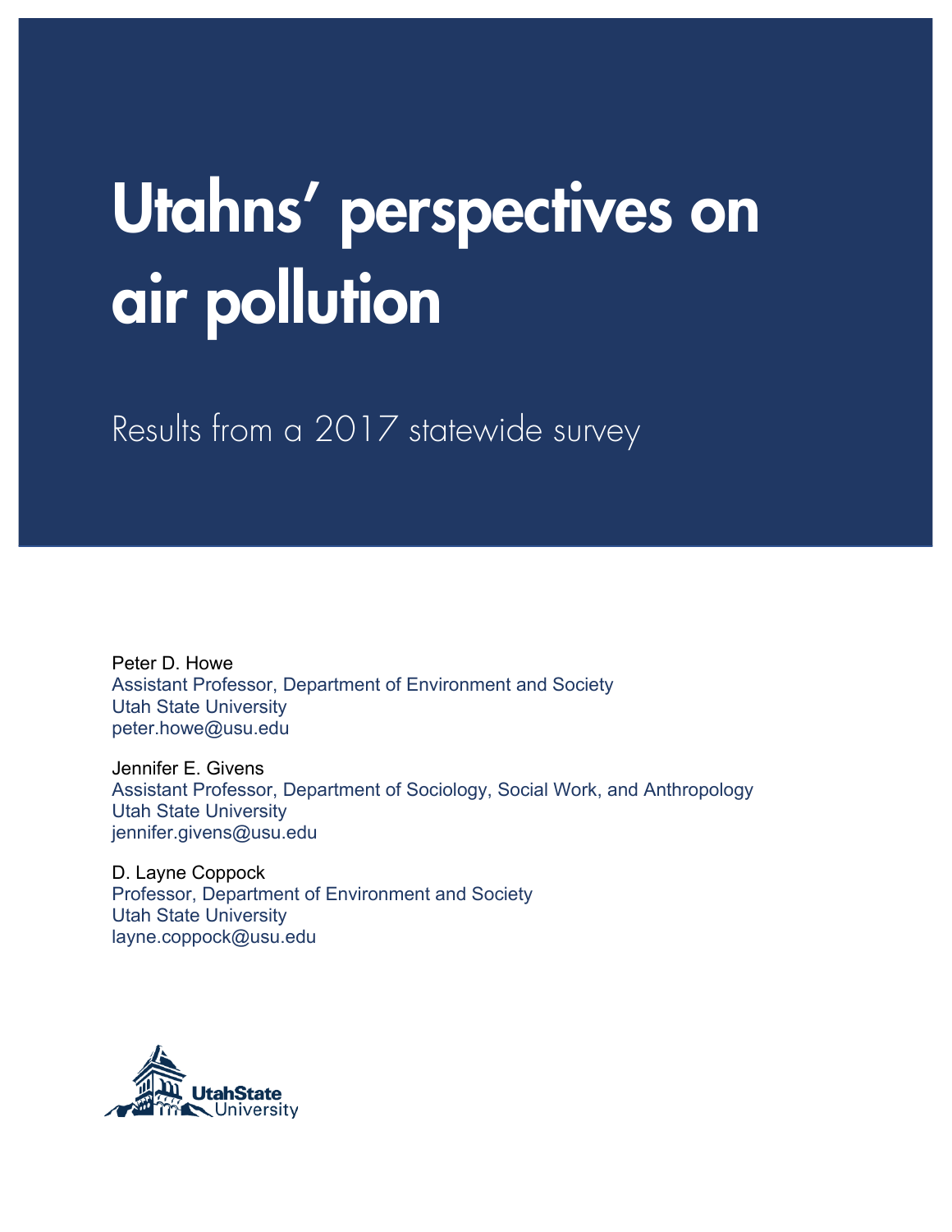# Utahns' perspectives on air pollution

Results from a 2017 statewide survey

Peter D. Howe
Assistant Professor, Department of Environment and Society
Utah State University
peter.howe@usu.edu

Jennifer E. Givens
Assistant Professor, Department of Sociology, Social Work, and Anthropology
Utah State University
jennifer.givens@usu.edu

D. Layne Coppock
Professor, Department of Environment and Society
Utah State University
layne.coppock@usu.edu

UtahState University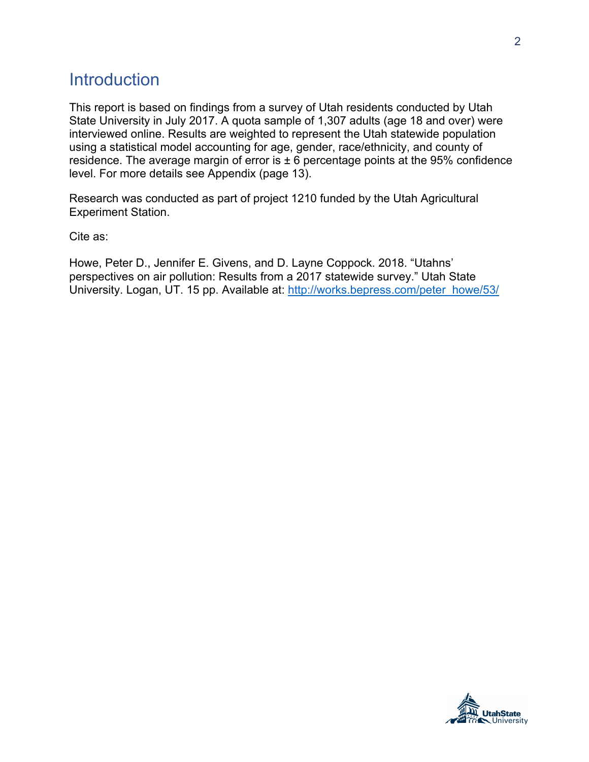# Introduction

This report is based on findings from a survey of Utah residents conducted by Utah State University in July 2017. A quota sample of 1,307 adults (age 18 and over) were interviewed online. Results are weighted to represent the Utah statewide population using a statistical model accounting for age, gender, race/ethnicity, and county of residence. The average margin of error is ± 6 percentage points at the 95% confidence level. For more details see Appendix (page 13).

Research was conducted as part of project 1210 funded by the Utah Agricultural Experiment Station.

Cite as:

Howe, Peter D., Jennifer E. Givens, and D. Layne Coppock. 2018. "Utahns' perspectives on air pollution: Results from a 2017 statewide survey." Utah State University. Logan, UT. 15 pp. Available at: [http://works.bepress.com/peter_howe/53/](http://works.bepress.com/peter_howe/53/)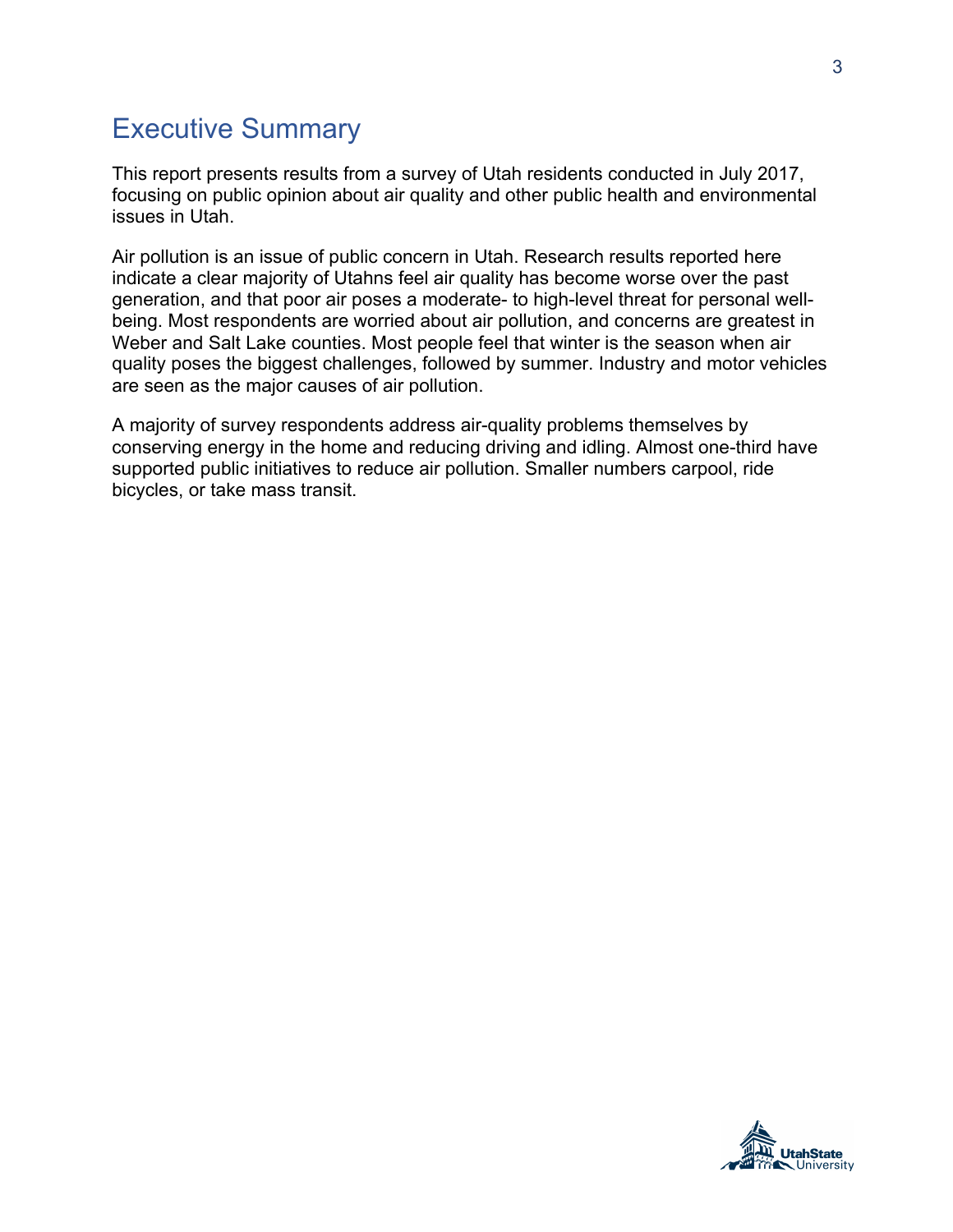# Executive Summary

This report presents results from a survey of Utah residents conducted in July 2017, focusing on public opinion about air quality and other public health and environmental issues in Utah.

Air pollution is an issue of public concern in Utah. Research results reported here indicate a clear majority of Utahns feel air quality has become worse over the past generation, and that poor air poses a moderate- to high-level threat for personal well-being. Most respondents are worried about air pollution, and concerns are greatest in Weber and Salt Lake counties. Most people feel that winter is the season when air quality poses the biggest challenges, followed by summer. Industry and motor vehicles are seen as the major causes of air pollution.

A majority of survey respondents address air-quality problems themselves by conserving energy in the home and reducing driving and idling. Almost one-third have supported public initiatives to reduce air pollution. Smaller numbers carpool, ride bicycles, or take mass transit.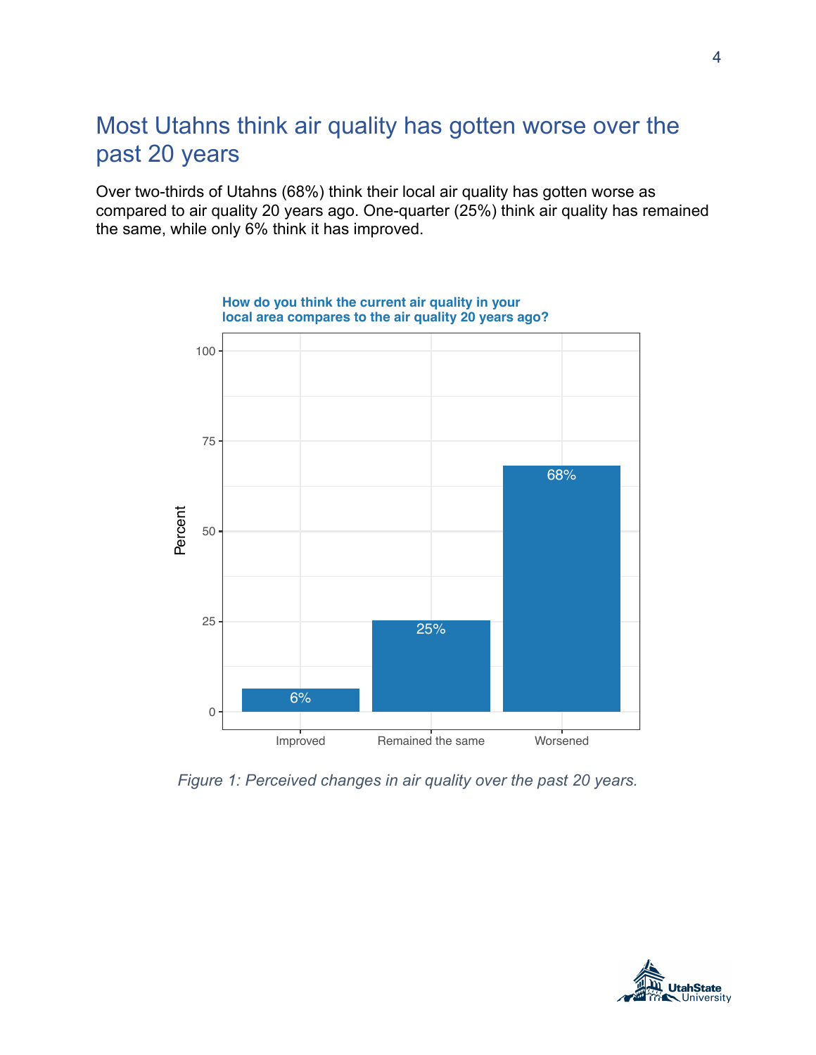## Most Utahns think air quality has gotten worse over the past 20 years

Over two-thirds of Utahns (68%) think their local air quality has gotten worse as compared to air quality 20 years ago. One-quarter (25%) think air quality has remained the same, while only 6% think it has improved.

**How do you think the current air quality in your local area compares to the air quality 20 years ago?**

| Response | Percent |
| --- | --- |
| Improved | 6% |
| Remained the same | 25% |
| Worsened | 68% |

*Figure 1: Perceived changes in air quality over the past 20 years.*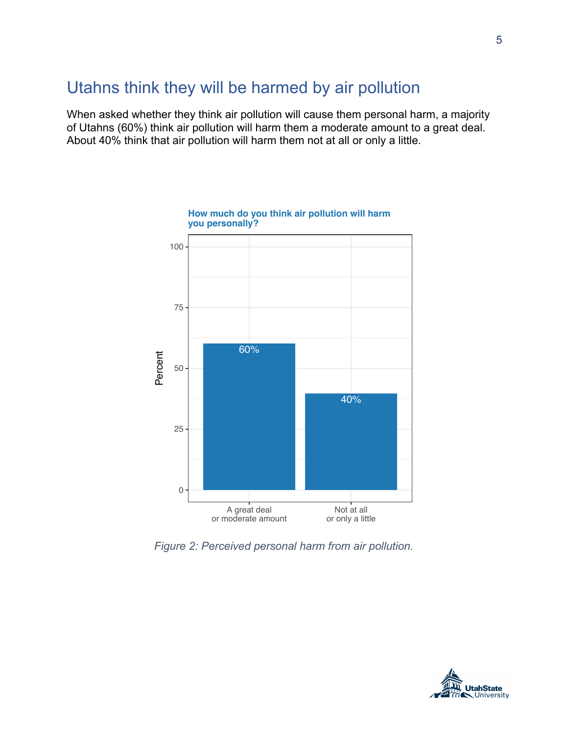## Utahns think they will be harmed by air pollution

When asked whether they think air pollution will cause them personal harm, a majority of Utahns (60%) think air pollution will harm them a moderate amount to a great deal. About 40% think that air pollution will harm them not at all or only a little.

**How much do you think air pollution will harm you personally?**

| Response | Percent |
|---|---|
| A great deal or moderate amount | 60% |
| Not at all or only a little | 40% |

*Figure 2: Perceived personal harm from air pollution.*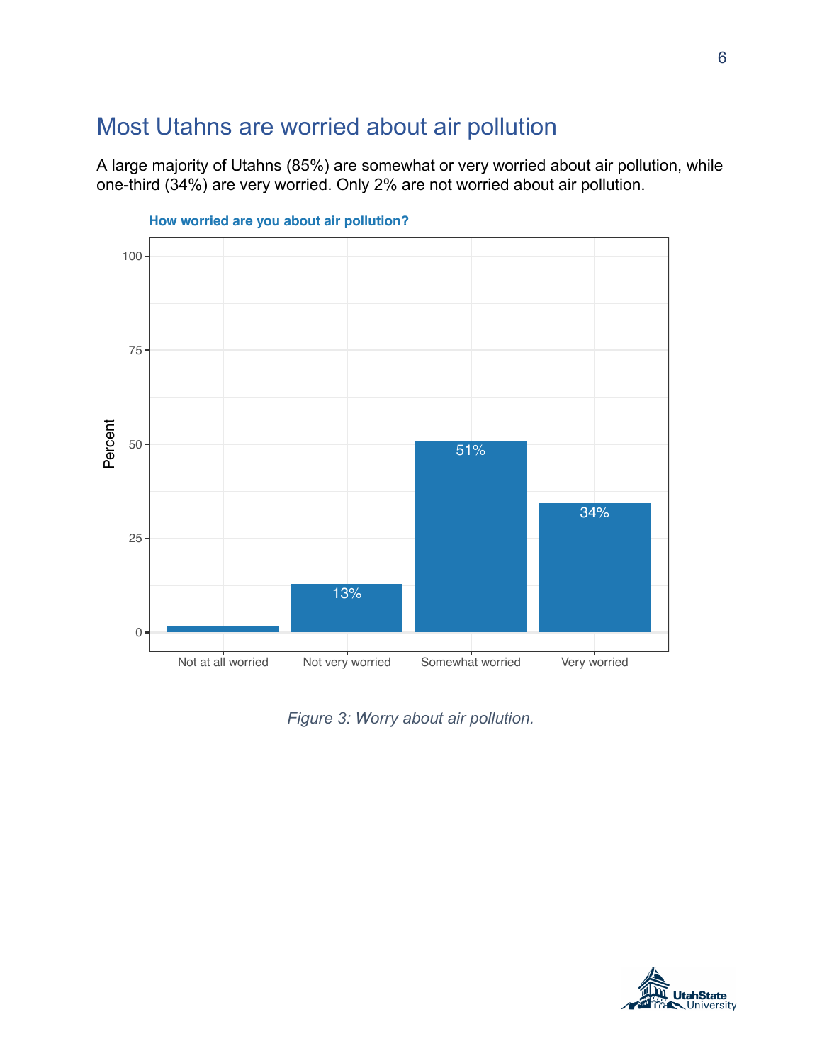## Most Utahns are worried about air pollution

A large majority of Utahns (85%) are somewhat or very worried about air pollution, while one-third (34%) are very worried. Only 2% are not worried about air pollution.

**How worried are you about air pollution?**

| Response | Percent |
|---|---|
| Not at all worried | |
| Not very worried | 13% |
| Somewhat worried | 51% |
| Very worried | 34% |

*Figure 3: Worry about air pollution.*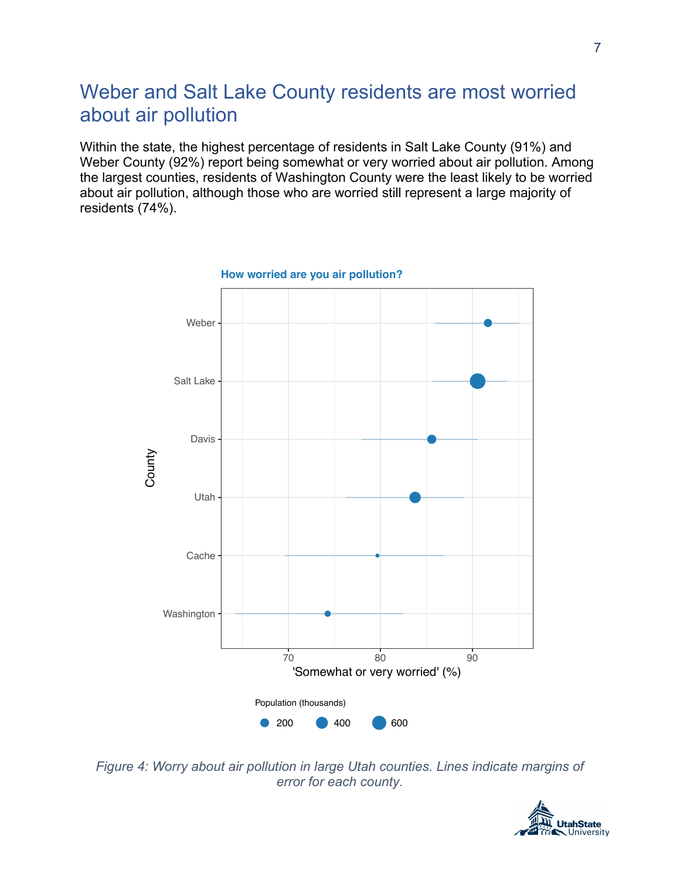## Weber and Salt Lake County residents are most worried about air pollution

Within the state, the highest percentage of residents in Salt Lake County (91%) and Weber County (92%) report being somewhat or very worried about air pollution. Among the largest counties, residents of Washington County were the least likely to be worried about air pollution, although those who are worried still represent a large majority of residents (74%).

*Figure 4: Worry about air pollution in large Utah counties. Lines indicate margins of error for each county.*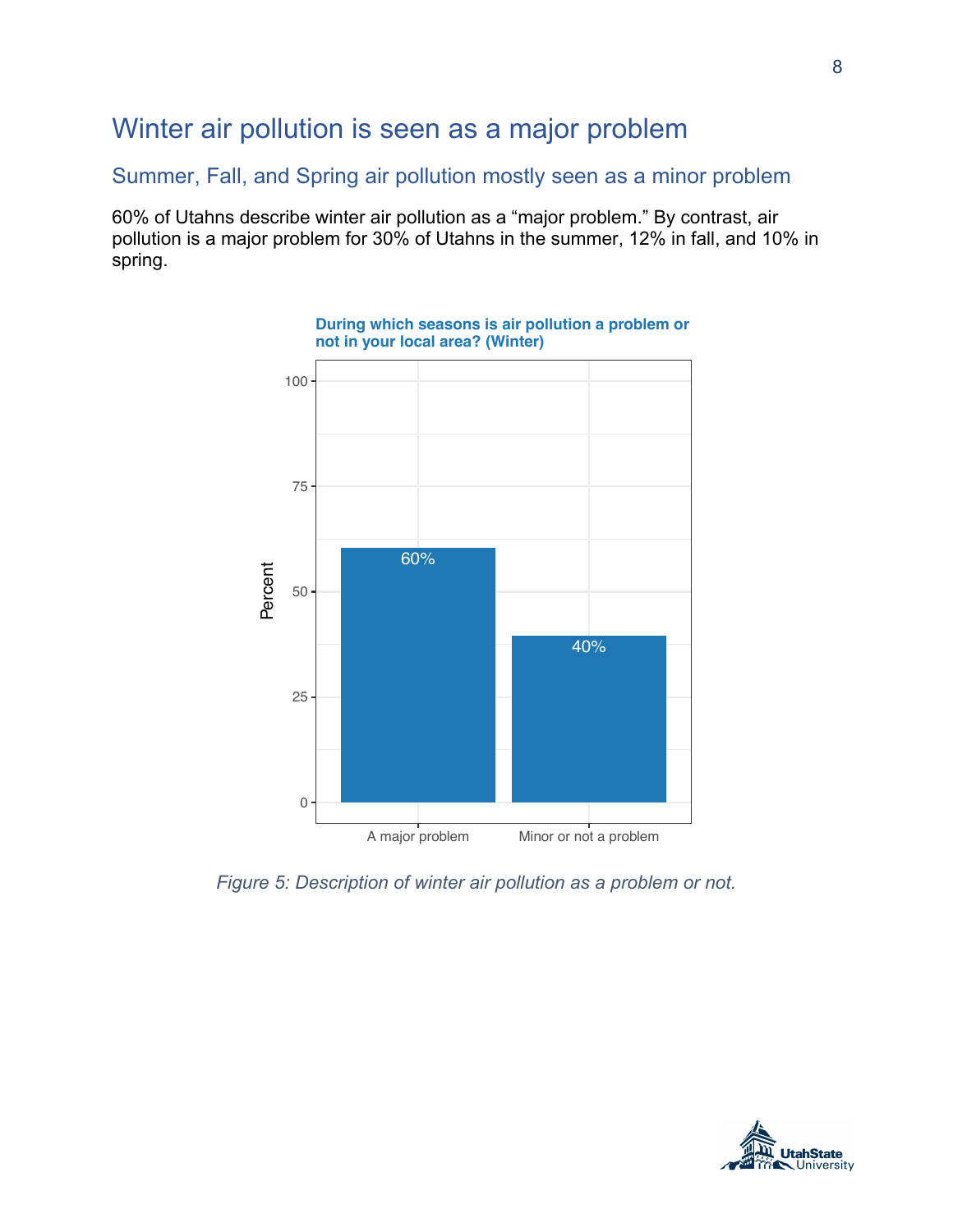# Winter air pollution is seen as a major problem

## Summer, Fall, and Spring air pollution mostly seen as a minor problem

60% of Utahns describe winter air pollution as a “major problem.” By contrast, air pollution is a major problem for 30% of Utahns in the summer, 12% in fall, and 10% in spring.

*Figure 5: Description of winter air pollution as a problem or not.*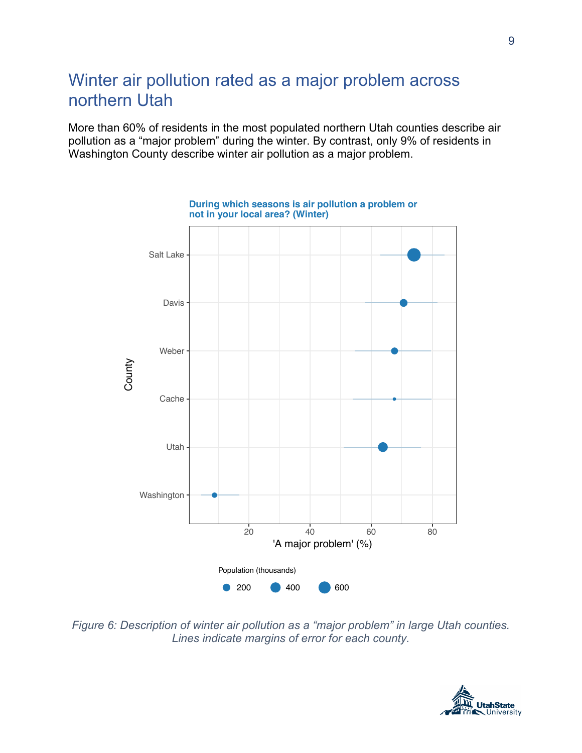## Winter air pollution rated as a major problem across northern Utah

More than 60% of residents in the most populated northern Utah counties describe air pollution as a “major problem” during the winter. By contrast, only 9% of residents in Washington County describe winter air pollution as a major problem.

*Figure 6: Description of winter air pollution as a “major problem” in large Utah counties. Lines indicate margins of error for each county.*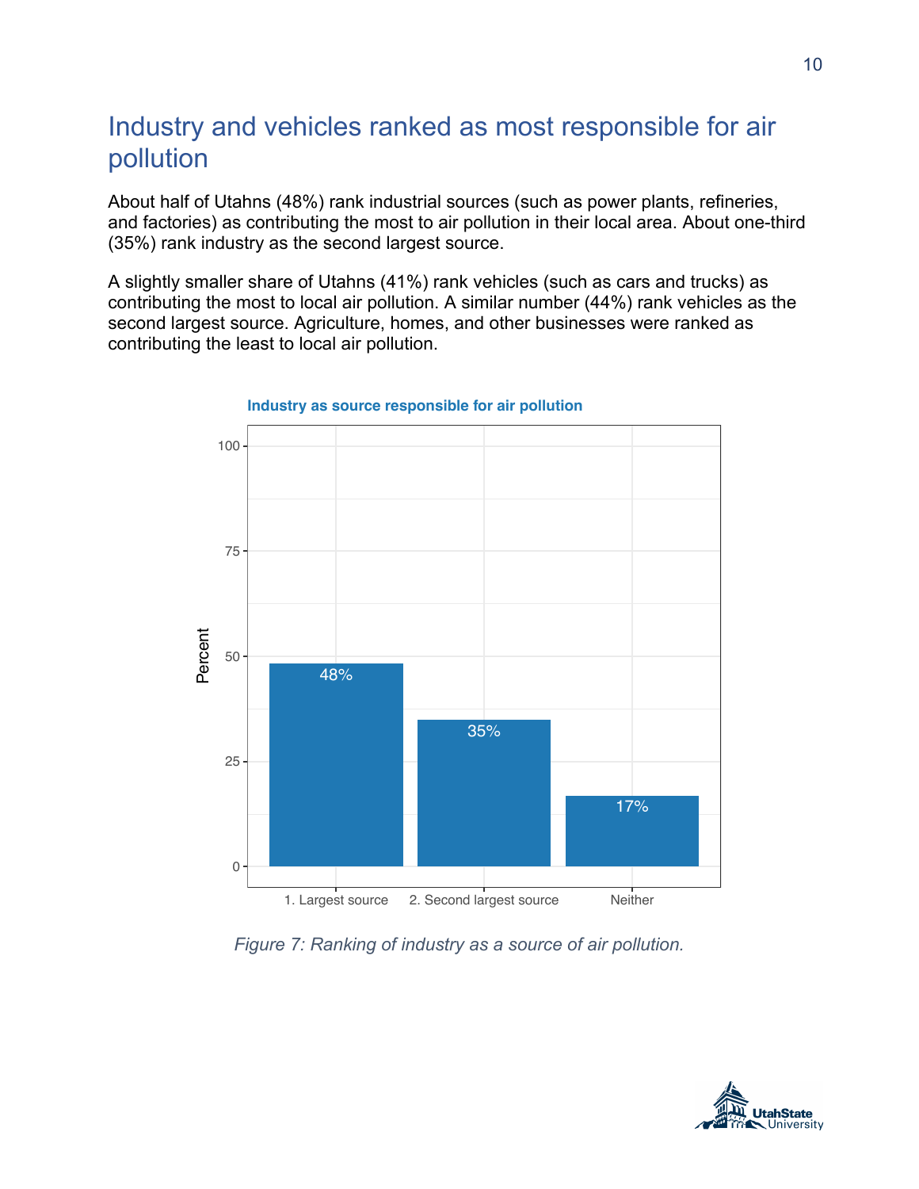## Industry and vehicles ranked as most responsible for air pollution

About half of Utahns (48%) rank industrial sources (such as power plants, refineries, and factories) as contributing the most to air pollution in their local area. About one-third (35%) rank industry as the second largest source.

A slightly smaller share of Utahns (41%) rank vehicles (such as cars and trucks) as contributing the most to local air pollution. A similar number (44%) rank vehicles as the second largest source. Agriculture, homes, and other businesses were ranked as contributing the least to local air pollution.

**Industry as source responsible for air pollution**

| Ranking | Percent |
|---|---|
| 1. Largest source | 48% |
| 2. Second largest source | 35% |
| Neither | 17% |

*Figure 7: Ranking of industry as a source of air pollution.*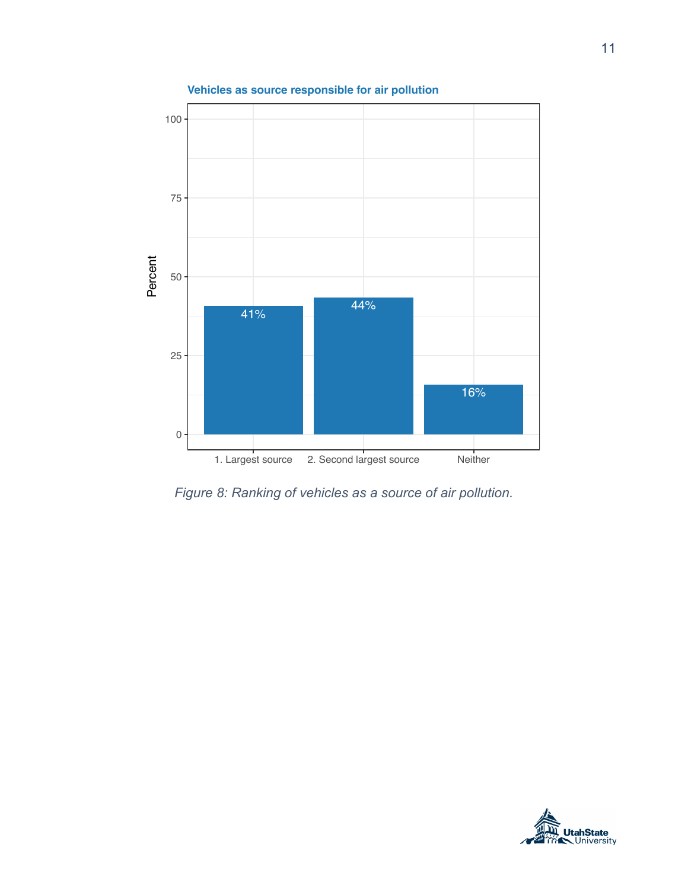Vehicles as source responsible for air pollution

| | 1. Largest source | 2. Second largest source | Neither |
|---|---|---|---|
| Percent | 41% | 44% | 16% |

*Figure 8: Ranking of vehicles as a source of air pollution.*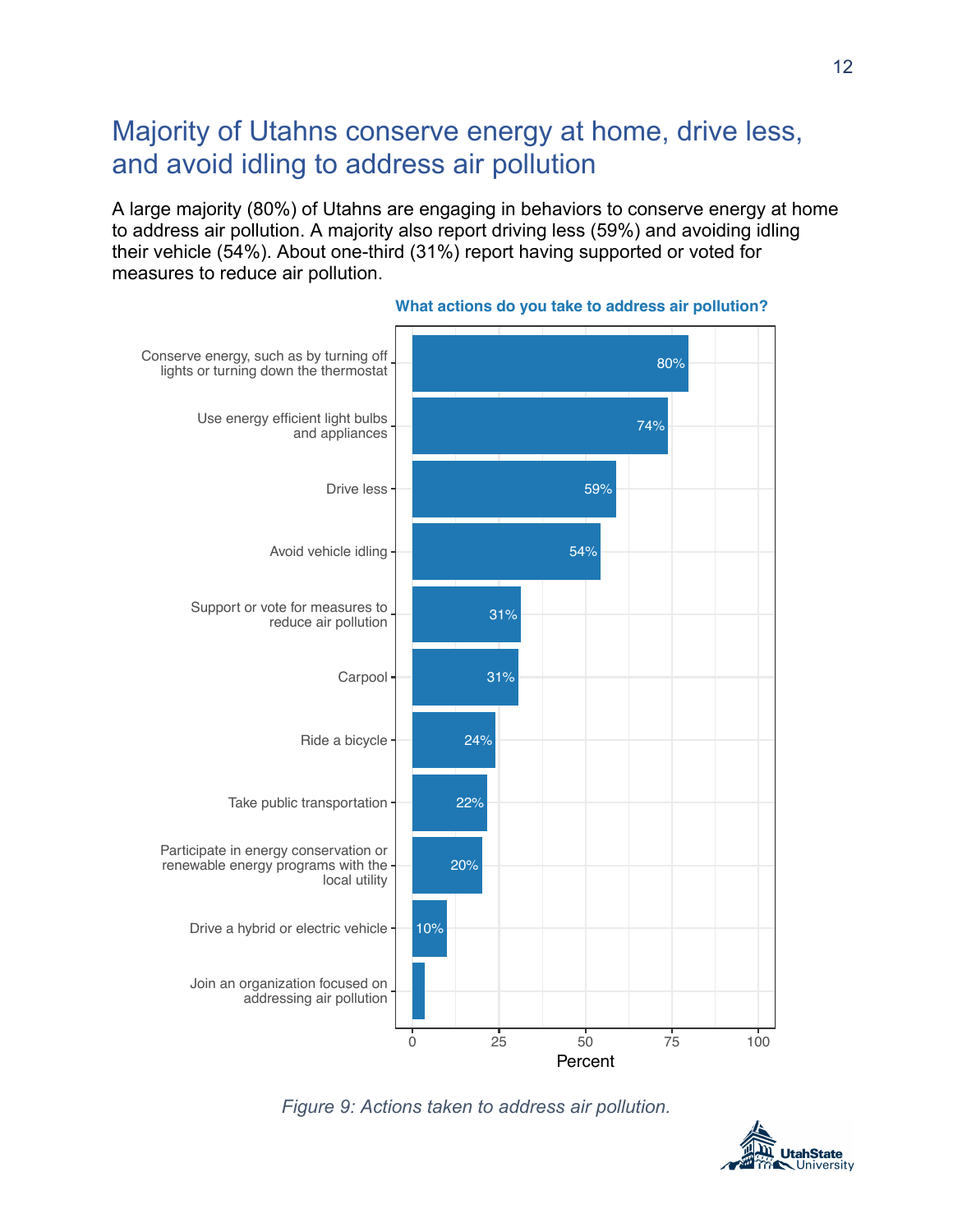## Majority of Utahns conserve energy at home, drive less, and avoid idling to address air pollution

A large majority (80%) of Utahns are engaging in behaviors to conserve energy at home to address air pollution. A majority also report driving less (59%) and avoiding idling their vehicle (54%). About one-third (31%) report having supported or voted for measures to reduce air pollution.

**What actions do you take to address air pollution?**

| Action | Percent |
| --- | --- |
| Conserve energy, such as by turning off lights or turning down the thermostat | 80% |
| Use energy efficient light bulbs and appliances | 74% |
| Drive less | 59% |
| Avoid vehicle idling | 54% |
| Support or vote for measures to reduce air pollution | 31% |
| Carpool | 31% |
| Ride a bicycle | 24% |
| Take public transportation | 22% |
| Participate in energy conservation or renewable energy programs with the local utility | 20% |
| Drive a hybrid or electric vehicle | 10% |
| Join an organization focused on addressing air pollution | |

*Figure 9: Actions taken to address air pollution.*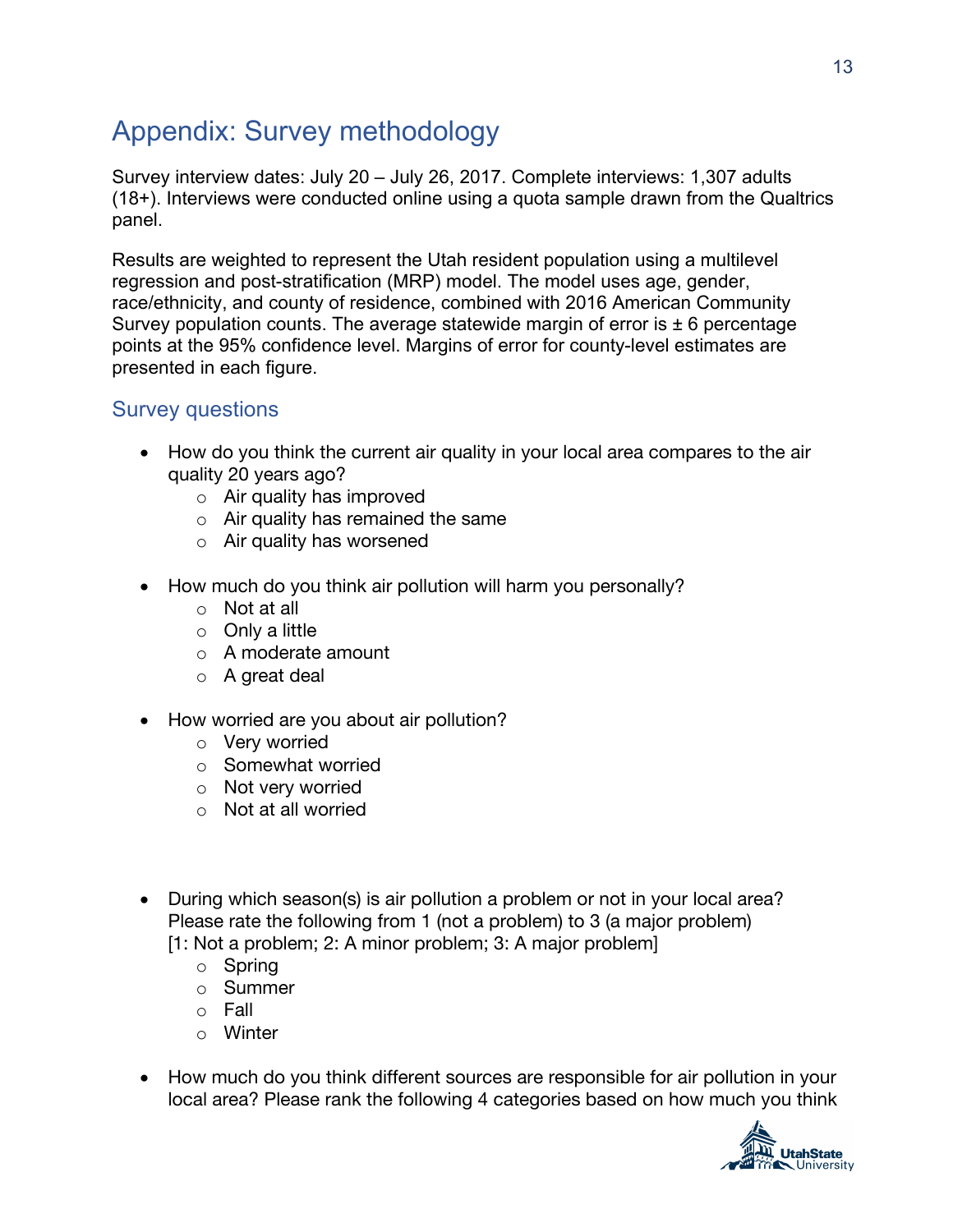# Appendix: Survey methodology

Survey interview dates: July 20 – July 26, 2017. Complete interviews: 1,307 adults (18+). Interviews were conducted online using a quota sample drawn from the Qualtrics panel.

Results are weighted to represent the Utah resident population using a multilevel regression and post-stratification (MRP) model. The model uses age, gender, race/ethnicity, and county of residence, combined with 2016 American Community Survey population counts. The average statewide margin of error is ± 6 percentage points at the 95% confidence level. Margins of error for county-level estimates are presented in each figure.

## Survey questions

- How do you think the current air quality in your local area compares to the air quality 20 years ago?
    - Air quality has improved
    - Air quality has remained the same
    - Air quality has worsened
- How much do you think air pollution will harm you personally?
    - Not at all
    - Only a little
    - A moderate amount
    - A great deal
- How worried are you about air pollution?
    - Very worried
    - Somewhat worried
    - Not very worried
    - Not at all worried
- During which season(s) is air pollution a problem or not in your local area? Please rate the following from 1 (not a problem) to 3 (a major problem) [1: Not a problem; 2: A minor problem; 3: A major problem]
    - Spring
    - Summer
    - Fall
    - Winter
- How much do you think different sources are responsible for air pollution in your local area? Please rank the following 4 categories based on how much you think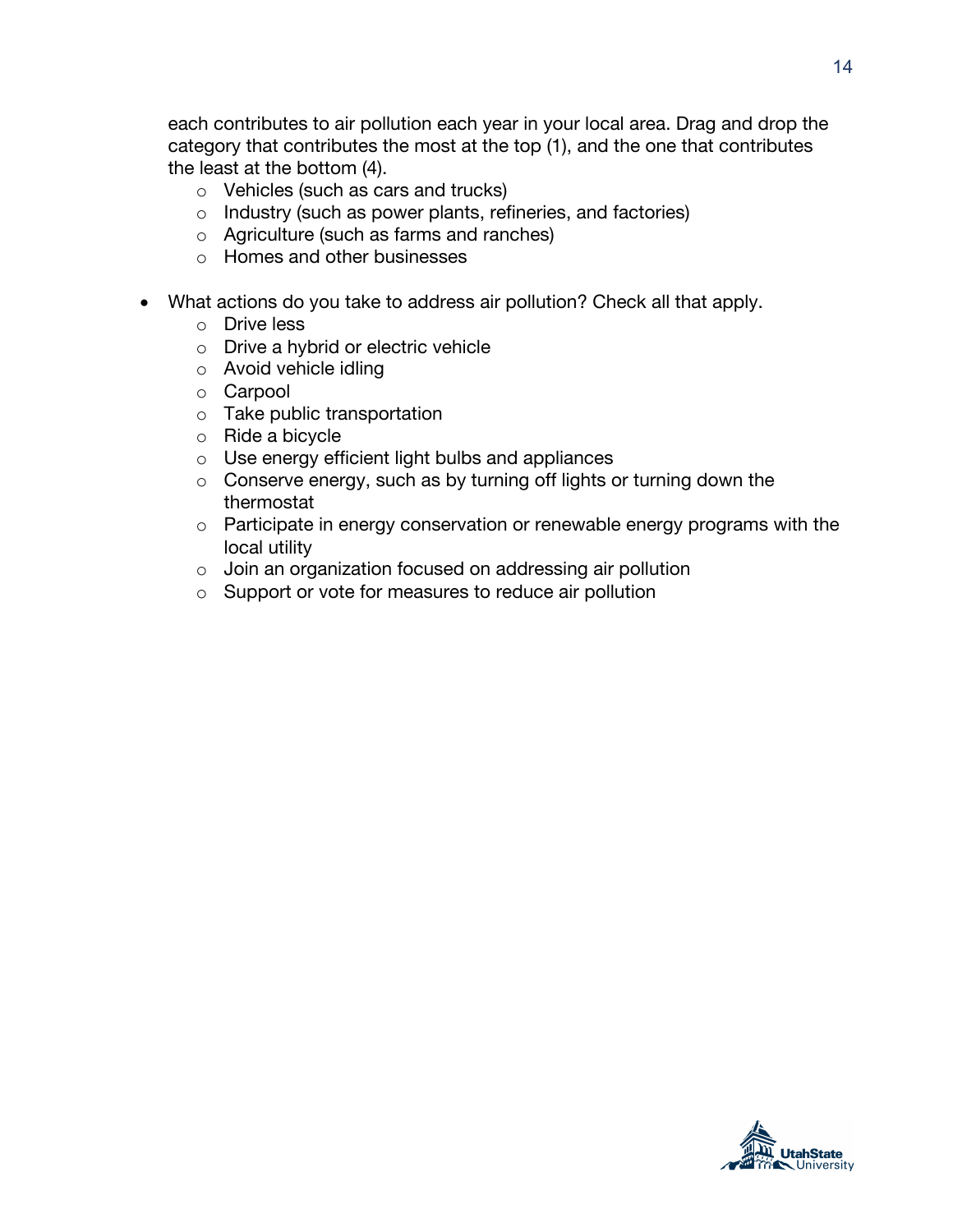each contributes to air pollution each year in your local area. Drag and drop the category that contributes the most at the top (1), and the one that contributes the least at the bottom (4).

- Vehicles (such as cars and trucks)
- Industry (such as power plants, refineries, and factories)
- Agriculture (such as farms and ranches)
- Homes and other businesses

- What actions do you take to address air pollution? Check all that apply.
  - Drive less
  - Drive a hybrid or electric vehicle
  - Avoid vehicle idling
  - Carpool
  - Take public transportation
  - Ride a bicycle
  - Use energy efficient light bulbs and appliances
  - Conserve energy, such as by turning off lights or turning down the thermostat
  - Participate in energy conservation or renewable energy programs with the local utility
  - Join an organization focused on addressing air pollution
  - Support or vote for measures to reduce air pollution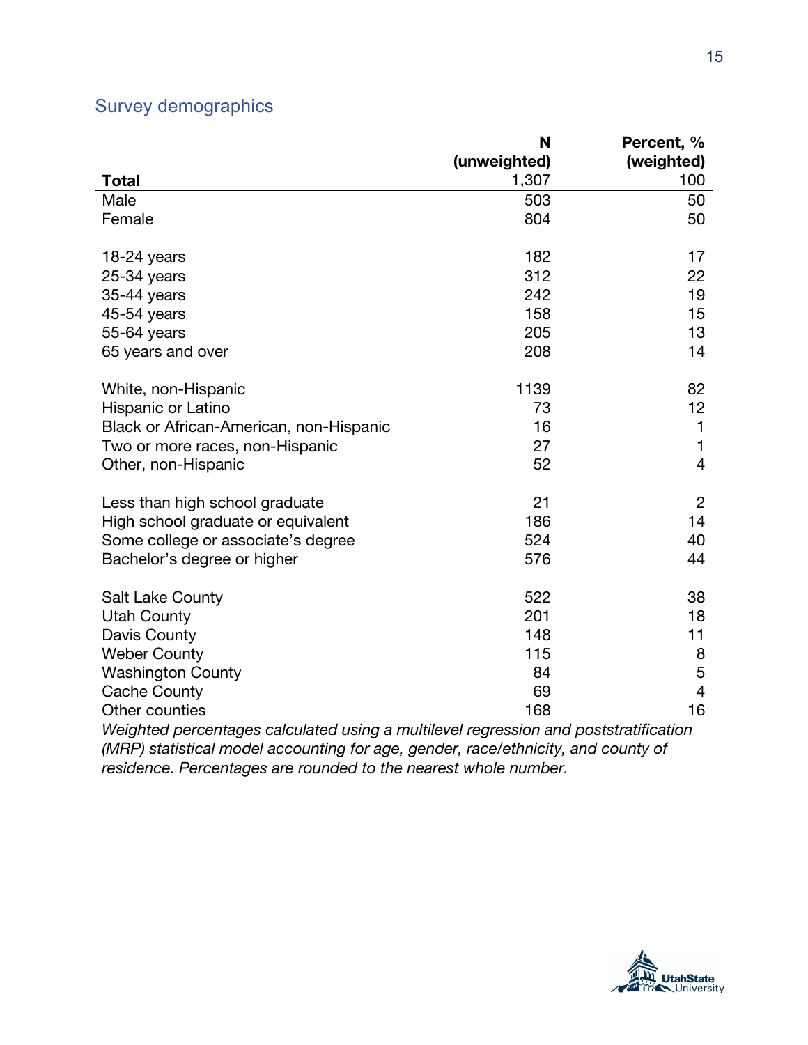## Survey demographics

| Total | N (unweighted) 1,307 | Percent, % (weighted) 100 |
|---|---|---|
| Male | 503 | 50 |
| Female | 804 | 50 |
| | | |
| 18-24 years | 182 | 17 |
| 25-34 years | 312 | 22 |
| 35-44 years | 242 | 19 |
| 45-54 years | 158 | 15 |
| 55-64 years | 205 | 13 |
| 65 years and over | 208 | 14 |
| | | |
| White, non-Hispanic | 1139 | 82 |
| Hispanic or Latino | 73 | 12 |
| Black or African-American, non-Hispanic | 16 | 1 |
| Two or more races, non-Hispanic | 27 | 1 |
| Other, non-Hispanic | 52 | 4 |
| | | |
| Less than high school graduate | 21 | 2 |
| High school graduate or equivalent | 186 | 14 |
| Some college or associate's degree | 524 | 40 |
| Bachelor's degree or higher | 576 | 44 |
| | | |
| Salt Lake County | 522 | 38 |
| Utah County | 201 | 18 |
| Davis County | 148 | 11 |
| Weber County | 115 | 8 |
| Washington County | 84 | 5 |
| Cache County | 69 | 4 |
| Other counties | 168 | 16 |

*Weighted percentages calculated using a multilevel regression and poststratification (MRP) statistical model accounting for age, gender, race/ethnicity, and county of residence. Percentages are rounded to the nearest whole number.*